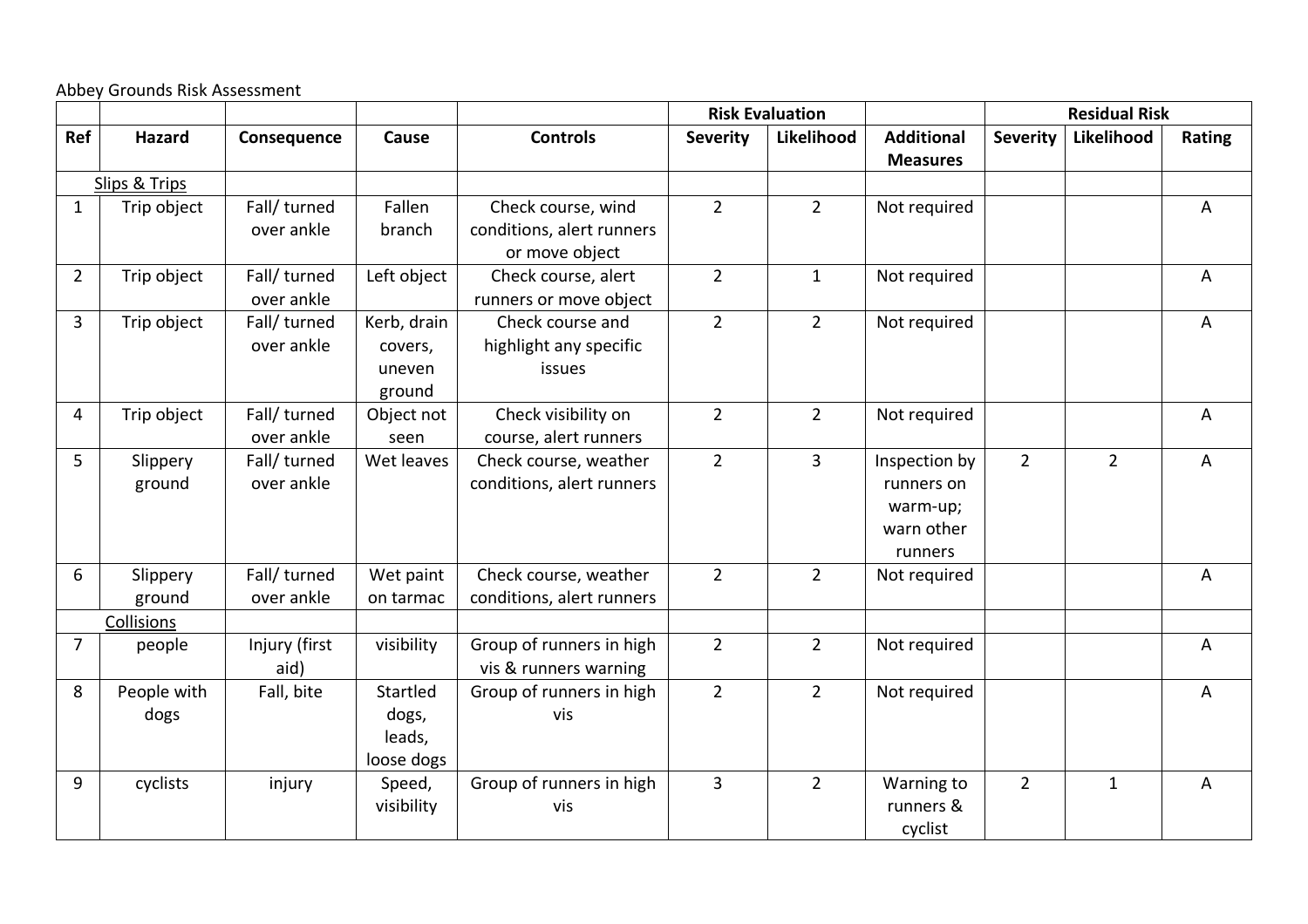Abbey Grounds Risk Assessment

| | | | | | Risk Evaluation | | | Residual Risk | | |
|---|---|---|---|---|---|---|---|---|---|---|
| **Ref** | **Hazard** | **Consequence** | **Cause** | **Controls** | **Severity** | **Likelihood** | **Additional Measures** | **Severity** | **Likelihood** | **Rating** |
| | Slips & Trips | | | | | | | | | |
| 1 | Trip object | Fall/ turned over ankle | Fallen branch | Check course, wind conditions, alert runners or move object | 2 | 2 | Not required | | | A |
| 2 | Trip object | Fall/ turned over ankle | Left object | Check course, alert runners or move object | 2 | 1 | Not required | | | A |
| 3 | Trip object | Fall/ turned over ankle | Kerb, drain covers, uneven ground | Check course and highlight any specific issues | 2 | 2 | Not required | | | A |
| 4 | Trip object | Fall/ turned over ankle | Object not seen | Check visibility on course, alert runners | 2 | 2 | Not required | | | A |
| 5 | Slippery ground | Fall/ turned over ankle | Wet leaves | Check course, weather conditions, alert runners | 2 | 3 | Inspection by runners on warm-up; warn other runners | 2 | 2 | A |
| 6 | Slippery ground | Fall/ turned over ankle | Wet paint on tarmac | Check course, weather conditions, alert runners | 2 | 2 | Not required | | | A |
| | Collisions | | | | | | | | | |
| 7 | people | Injury (first aid) | visibility | Group of runners in high vis & runners warning | 2 | 2 | Not required | | | A |
| 8 | People with dogs | Fall, bite | Startled dogs, leads, loose dogs | Group of runners in high vis | 2 | 2 | Not required | | | A |
| 9 | cyclists | injury | Speed, visibility | Group of runners in high vis | 3 | 2 | Warning to runners & cyclist | 2 | 1 | A |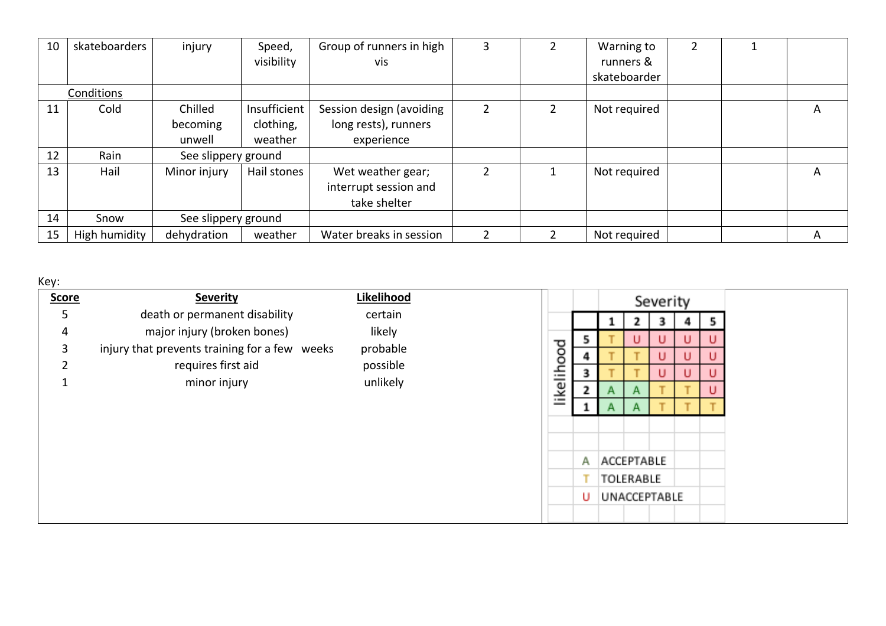| | | | | | | | | | | |
|---|---|---|---|---|---|---|---|---|---|---|
| 10 | skateboarders | injury | Speed, visibility | Group of runners in high vis | 3 | 2 | Warning to runners & skateboarder | 2 | 1 | |
| | Conditions | | | | | | | | | |
| 11 | Cold | Chilled becoming unwell | Insufficient clothing, weather | Session design (avoiding long rests), runners experience | 2 | 2 | Not required | | | A |
| 12 | Rain | See slippery ground | | | | | | | | |
| 13 | Hail | Minor injury | Hail stones | Wet weather gear; interrupt session and take shelter | 2 | 1 | Not required | | | A |
| 14 | Snow | See slippery ground | | | | | | | | |
| 15 | High humidity | dehydration | weather | Water breaks in session | 2 | 2 | Not required | | | A |

Key:

| **Score** | **Severity** | **Likelihood** |
|---|---|---|
| 5 | death or permanent disability | certain |
| 4 | major injury (broken bones) | likely |
| 3 | injury that prevents training for a few weeks | probable |
| 2 | requires first aid | possible |
| 1 | minor injury | unlikely |

| likelihood \ Severity | 1 | 2 | 3 | 4 | 5 |
|---|---|---|---|---|---|
| 5 | T | U | U | U | U |
| 4 | T | T | U | U | U |
| 3 | T | T | U | U | U |
| 2 | A | A | T | T | U |
| 1 | A | A | T | T | T |

A ACCEPTABLE

T TOLERABLE

U UNACCEPTABLE